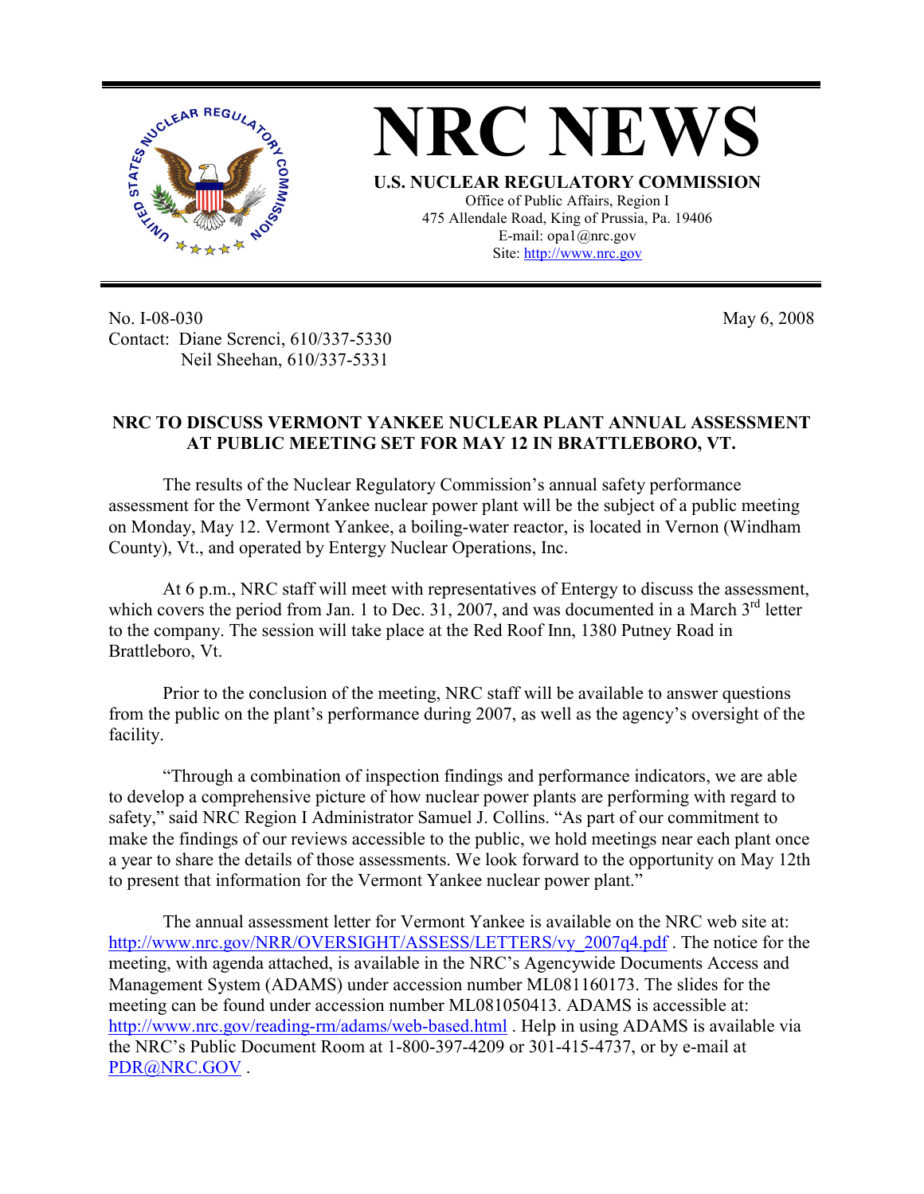# NRC NEWS

**U.S. NUCLEAR REGULATORY COMMISSION**
Office of Public Affairs, Region I
475 Allendale Road, King of Prussia, Pa. 19406
E-mail: opa1@nrc.gov
Site: http://www.nrc.gov

No. I-08-030
Contact: Diane Screnci, 610/337-5330
Neil Sheehan, 610/337-5331

May 6, 2008

**NRC TO DISCUSS VERMONT YANKEE NUCLEAR PLANT ANNUAL ASSESSMENT AT PUBLIC MEETING SET FOR MAY 12 IN BRATTLEBORO, VT.**

The results of the Nuclear Regulatory Commission's annual safety performance assessment for the Vermont Yankee nuclear power plant will be the subject of a public meeting on Monday, May 12. Vermont Yankee, a boiling-water reactor, is located in Vernon (Windham County), Vt., and operated by Entergy Nuclear Operations, Inc.

At 6 p.m., NRC staff will meet with representatives of Entergy to discuss the assessment, which covers the period from Jan. 1 to Dec. 31, 2007, and was documented in a March 3rd letter to the company. The session will take place at the Red Roof Inn, 1380 Putney Road in Brattleboro, Vt.

Prior to the conclusion of the meeting, NRC staff will be available to answer questions from the public on the plant's performance during 2007, as well as the agency's oversight of the facility.

"Through a combination of inspection findings and performance indicators, we are able to develop a comprehensive picture of how nuclear power plants are performing with regard to safety," said NRC Region I Administrator Samuel J. Collins. "As part of our commitment to make the findings of our reviews accessible to the public, we hold meetings near each plant once a year to share the details of those assessments. We look forward to the opportunity on May 12th to present that information for the Vermont Yankee nuclear power plant."

The annual assessment letter for Vermont Yankee is available on the NRC web site at: http://www.nrc.gov/NRR/OVERSIGHT/ASSESS/LETTERS/vy_2007q4.pdf . The notice for the meeting, with agenda attached, is available in the NRC's Agencywide Documents Access and Management System (ADAMS) under accession number ML081160173. The slides for the meeting can be found under accession number ML081050413. ADAMS is accessible at: http://www.nrc.gov/reading-rm/adams/web-based.html . Help in using ADAMS is available via the NRC's Public Document Room at 1-800-397-4209 or 301-415-4737, or by e-mail at PDR@NRC.GOV .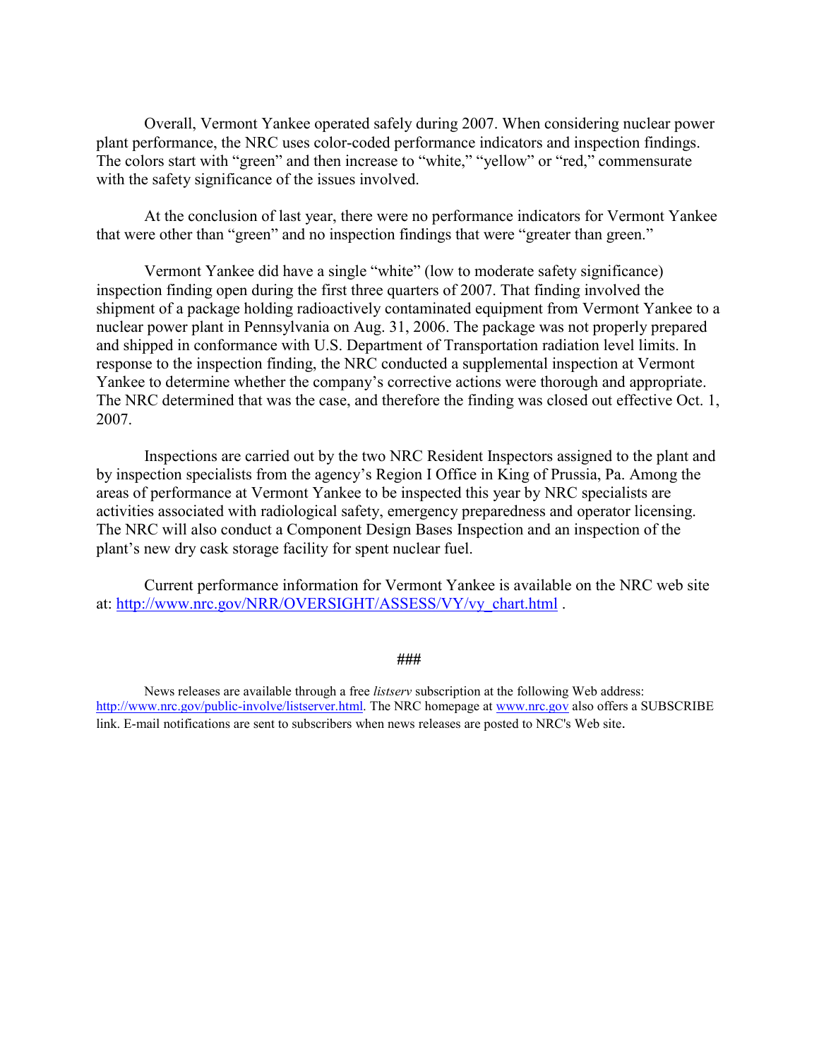Overall, Vermont Yankee operated safely during 2007. When considering nuclear power plant performance, the NRC uses color-coded performance indicators and inspection findings. The colors start with “green” and then increase to “white,” “yellow” or “red,” commensurate with the safety significance of the issues involved.

At the conclusion of last year, there were no performance indicators for Vermont Yankee that were other than “green” and no inspection findings that were “greater than green.”

Vermont Yankee did have a single “white” (low to moderate safety significance) inspection finding open during the first three quarters of 2007. That finding involved the shipment of a package holding radioactively contaminated equipment from Vermont Yankee to a nuclear power plant in Pennsylvania on Aug. 31, 2006. The package was not properly prepared and shipped in conformance with U.S. Department of Transportation radiation level limits. In response to the inspection finding, the NRC conducted a supplemental inspection at Vermont Yankee to determine whether the company’s corrective actions were thorough and appropriate. The NRC determined that was the case, and therefore the finding was closed out effective Oct. 1, 2007.

Inspections are carried out by the two NRC Resident Inspectors assigned to the plant and by inspection specialists from the agency’s Region I Office in King of Prussia, Pa. Among the areas of performance at Vermont Yankee to be inspected this year by NRC specialists are activities associated with radiological safety, emergency preparedness and operator licensing. The NRC will also conduct a Component Design Bases Inspection and an inspection of the plant’s new dry cask storage facility for spent nuclear fuel.

Current performance information for Vermont Yankee is available on the NRC web site at: http://www.nrc.gov/NRR/OVERSIGHT/ASSESS/VY/vy_chart.html .

###

News releases are available through a free *listserv* subscription at the following Web address: http://www.nrc.gov/public-involve/listserver.html. The NRC homepage at www.nrc.gov also offers a SUBSCRIBE link. E-mail notifications are sent to subscribers when news releases are posted to NRC's Web site.